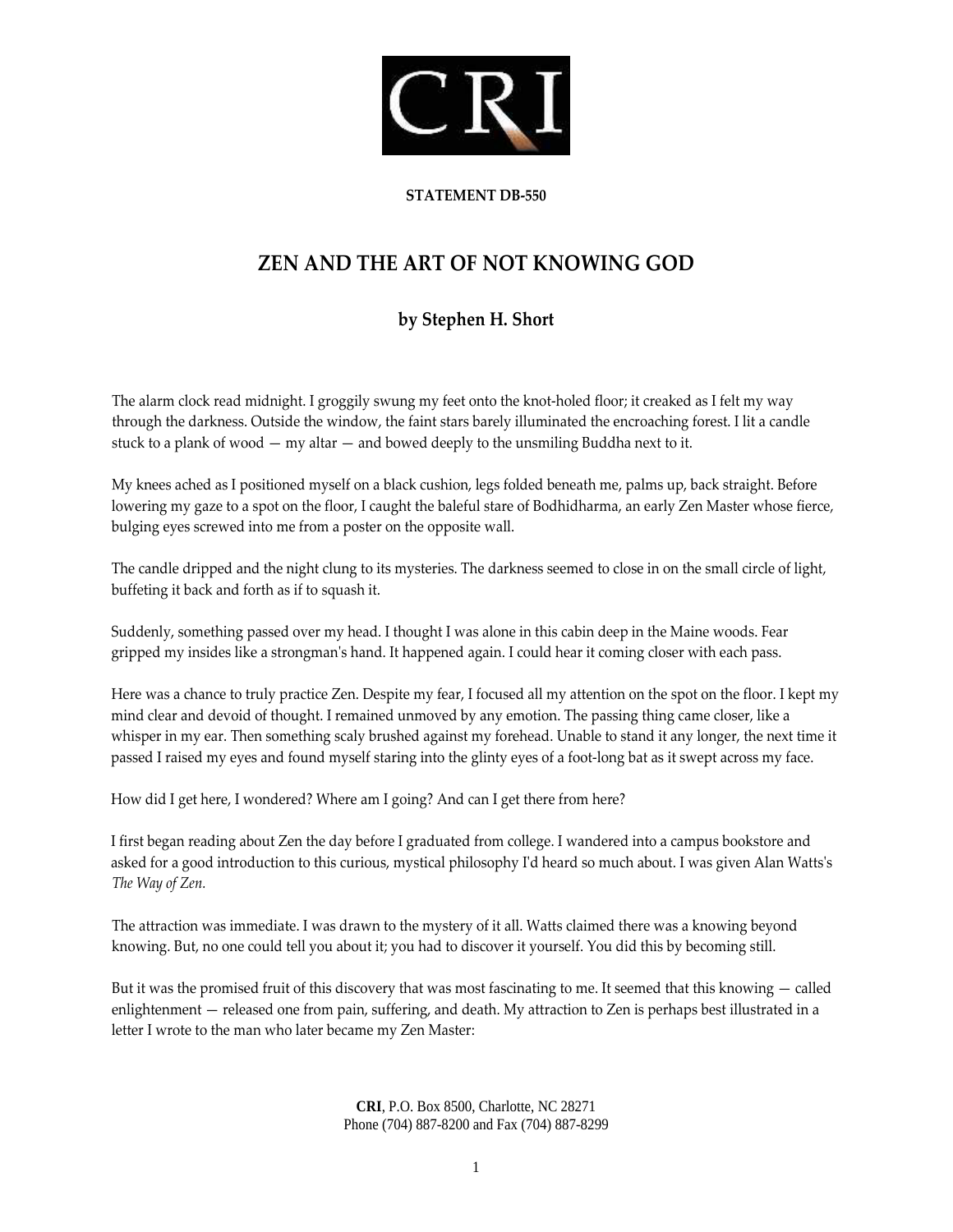**STATEMENT DB-550**

# ZEN AND THE ART OF NOT KNOWING GOD

### by Stephen H. Short

The alarm clock read midnight. I groggily swung my feet onto the knot-holed floor; it creaked as I felt my way through the darkness. Outside the window, the faint stars barely illuminated the encroaching forest. I lit a candle stuck to a plank of wood — my altar — and bowed deeply to the unsmiling Buddha next to it.

My knees ached as I positioned myself on a black cushion, legs folded beneath me, palms up, back straight. Before lowering my gaze to a spot on the floor, I caught the baleful stare of Bodhidharma, an early Zen Master whose fierce, bulging eyes screwed into me from a poster on the opposite wall.

The candle dripped and the night clung to its mysteries. The darkness seemed to close in on the small circle of light, buffeting it back and forth as if to squash it.

Suddenly, something passed over my head. I thought I was alone in this cabin deep in the Maine woods. Fear gripped my insides like a strongman's hand. It happened again. I could hear it coming closer with each pass.

Here was a chance to truly practice Zen. Despite my fear, I focused all my attention on the spot on the floor. I kept my mind clear and devoid of thought. I remained unmoved by any emotion. The passing thing came closer, like a whisper in my ear. Then something scaly brushed against my forehead. Unable to stand it any longer, the next time it passed I raised my eyes and found myself staring into the glinty eyes of a foot-long bat as it swept across my face.

How did I get here, I wondered? Where am I going? And can I get there from here?

I first began reading about Zen the day before I graduated from college. I wandered into a campus bookstore and asked for a good introduction to this curious, mystical philosophy I'd heard so much about. I was given Alan Watts's *The Way of Zen.*

The attraction was immediate. I was drawn to the mystery of it all. Watts claimed there was a knowing beyond knowing. But, no one could tell you about it; you had to discover it yourself. You did this by becoming still.

But it was the promised fruit of this discovery that was most fascinating to me. It seemed that this knowing — called enlightenment — released one from pain, suffering, and death. My attraction to Zen is perhaps best illustrated in a letter I wrote to the man who later became my Zen Master:

**CRI**, P.O. Box 8500, Charlotte, NC 28271
Phone (704) 887-8200 and Fax (704) 887-8299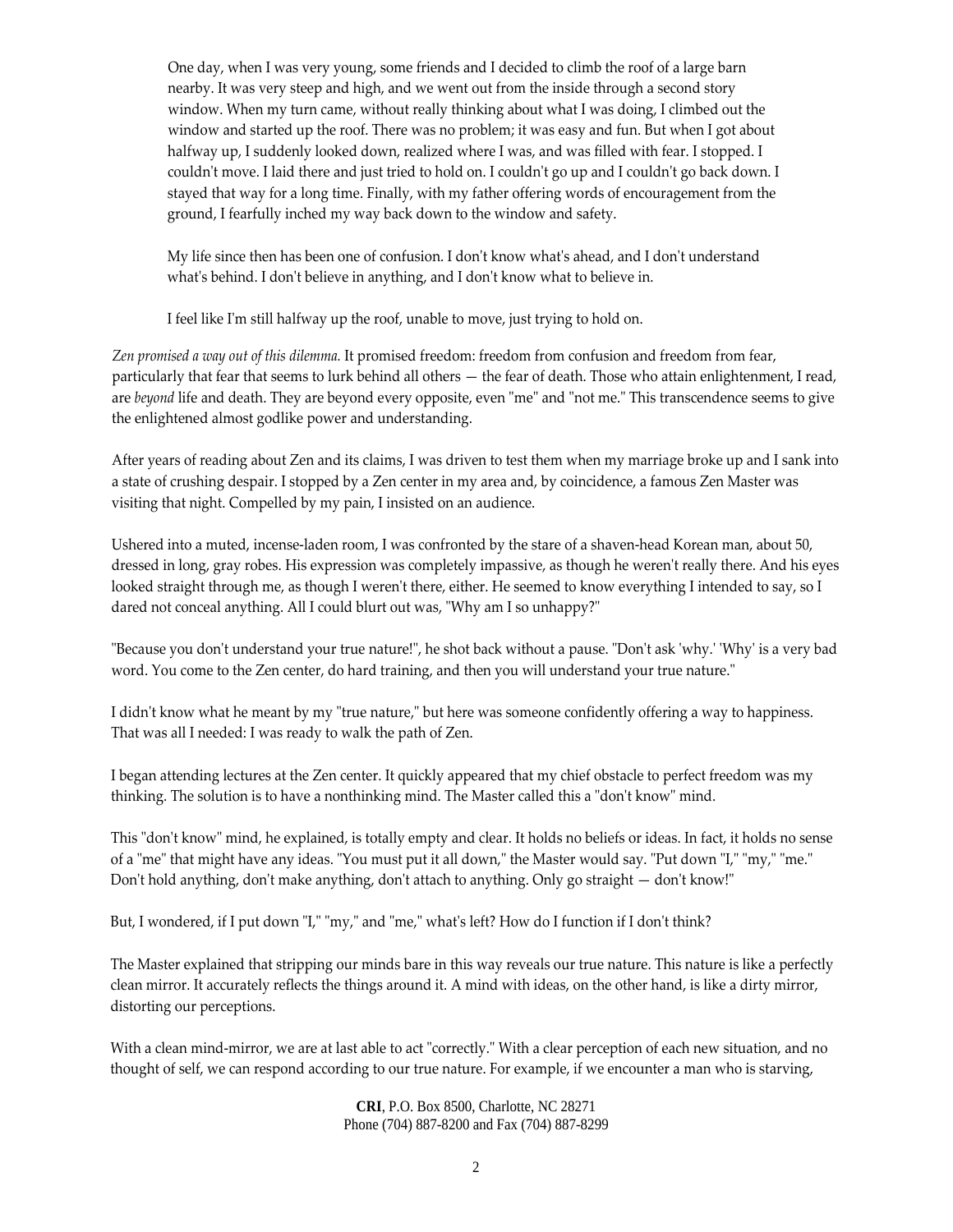> One day, when I was very young, some friends and I decided to climb the roof of a large barn nearby. It was very steep and high, and we went out from the inside through a second story window. When my turn came, without really thinking about what I was doing, I climbed out the window and started up the roof. There was no problem; it was easy and fun. But when I got about halfway up, I suddenly looked down, realized where I was, and was filled with fear. I stopped. I couldn't move. I laid there and just tried to hold on. I couldn't go up and I couldn't go back down. I stayed that way for a long time. Finally, with my father offering words of encouragement from the ground, I fearfully inched my way back down to the window and safety.
>
> My life since then has been one of confusion. I don't know what's ahead, and I don't understand what's behind. I don't believe in anything, and I don't know what to believe in.
>
> I feel like I'm still halfway up the roof, unable to move, just trying to hold on.

*Zen promised a way out of this dilemma.* It promised freedom: freedom from confusion and freedom from fear, particularly that fear that seems to lurk behind all others — the fear of death. Those who attain enlightenment, I read, are *beyond* life and death. They are beyond every opposite, even "me" and "not me." This transcendence seems to give the enlightened almost godlike power and understanding.

After years of reading about Zen and its claims, I was driven to test them when my marriage broke up and I sank into a state of crushing despair. I stopped by a Zen center in my area and, by coincidence, a famous Zen Master was visiting that night. Compelled by my pain, I insisted on an audience.

Ushered into a muted, incense-laden room, I was confronted by the stare of a shaven-head Korean man, about 50, dressed in long, gray robes. His expression was completely impassive, as though he weren't really there. And his eyes looked straight through me, as though I weren't there, either. He seemed to know everything I intended to say, so I dared not conceal anything. All I could blurt out was, "Why am I so unhappy?"

"Because you don't understand your true nature!", he shot back without a pause. "Don't ask 'why.' 'Why' is a very bad word. You come to the Zen center, do hard training, and then you will understand your true nature."

I didn't know what he meant by my "true nature," but here was someone confidently offering a way to happiness. That was all I needed: I was ready to walk the path of Zen.

I began attending lectures at the Zen center. It quickly appeared that my chief obstacle to perfect freedom was my thinking. The solution is to have a nonthinking mind. The Master called this a "don't know" mind.

This "don't know" mind, he explained, is totally empty and clear. It holds no beliefs or ideas. In fact, it holds no sense of a "me" that might have any ideas. "You must put it all down," the Master would say. "Put down "I," "my," "me." Don't hold anything, don't make anything, don't attach to anything. Only go straight — don't know!"

But, I wondered, if I put down "I," "my," and "me," what's left? How do I function if I don't think?

The Master explained that stripping our minds bare in this way reveals our true nature. This nature is like a perfectly clean mirror. It accurately reflects the things around it. A mind with ideas, on the other hand, is like a dirty mirror, distorting our perceptions.

With a clean mind-mirror, we are at last able to act "correctly." With a clear perception of each new situation, and no thought of self, we can respond according to our true nature. For example, if we encounter a man who is starving,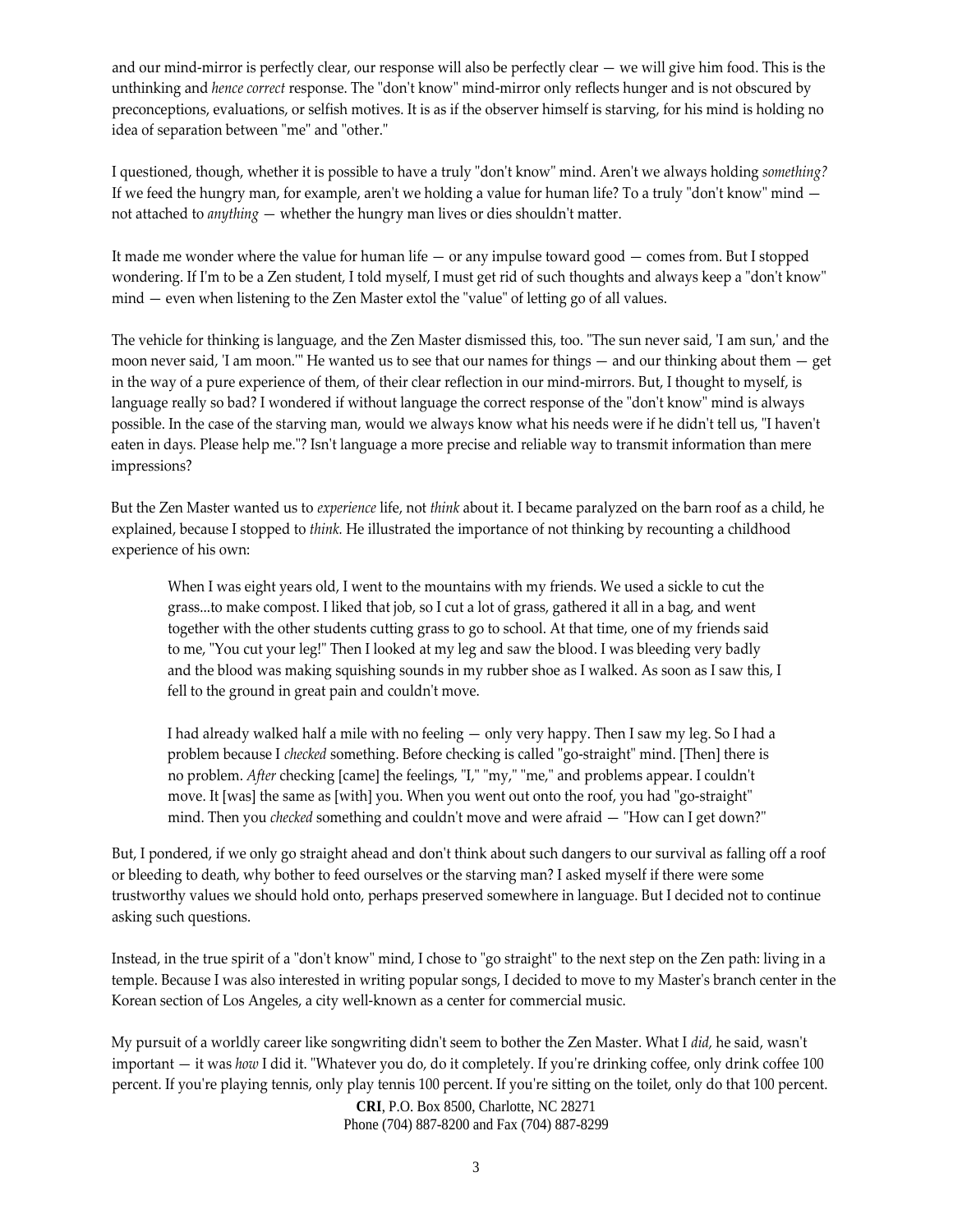and our mind-mirror is perfectly clear, our response will also be perfectly clear — we will give him food. This is the unthinking and *hence correct* response. The "don't know" mind-mirror only reflects hunger and is not obscured by preconceptions, evaluations, or selfish motives. It is as if the observer himself is starving, for his mind is holding no idea of separation between "me" and "other."

I questioned, though, whether it is possible to have a truly "don't know" mind. Aren't we always holding *something?* If we feed the hungry man, for example, aren't we holding a value for human life? To a truly "don't know" mind — not attached to *anything* — whether the hungry man lives or dies shouldn't matter.

It made me wonder where the value for human life — or any impulse toward good — comes from. But I stopped wondering. If I'm to be a Zen student, I told myself, I must get rid of such thoughts and always keep a "don't know" mind — even when listening to the Zen Master extol the "value" of letting go of all values.

The vehicle for thinking is language, and the Zen Master dismissed this, too. "The sun never said, 'I am sun,' and the moon never said, 'I am moon.'" He wanted us to see that our names for things — and our thinking about them — get in the way of a pure experience of them, of their clear reflection in our mind-mirrors. But, I thought to myself, is language really so bad? I wondered if without language the correct response of the "don't know" mind is always possible. In the case of the starving man, would we always know what his needs were if he didn't tell us, "I haven't eaten in days. Please help me."? Isn't language a more precise and reliable way to transmit information than mere impressions?

But the Zen Master wanted us to *experience* life, not *think* about it. I became paralyzed on the barn roof as a child, he explained, because I stopped to *think.* He illustrated the importance of not thinking by recounting a childhood experience of his own:

> When I was eight years old, I went to the mountains with my friends. We used a sickle to cut the grass...to make compost. I liked that job, so I cut a lot of grass, gathered it all in a bag, and went together with the other students cutting grass to go to school. At that time, one of my friends said to me, "You cut your leg!" Then I looked at my leg and saw the blood. I was bleeding very badly and the blood was making squishing sounds in my rubber shoe as I walked. As soon as I saw this, I fell to the ground in great pain and couldn't move.
>
> I had already walked half a mile with no feeling — only very happy. Then I saw my leg. So I had a problem because I *checked* something. Before checking is called "go-straight" mind. [Then] there is no problem. *After* checking [came] the feelings, "I," "my," "me," and problems appear. I couldn't move. It [was] the same as [with] you. When you went out onto the roof, you had "go-straight" mind. Then you *checked* something and couldn't move and were afraid — "How can I get down?"

But, I pondered, if we only go straight ahead and don't think about such dangers to our survival as falling off a roof or bleeding to death, why bother to feed ourselves or the starving man? I asked myself if there were some trustworthy values we should hold onto, perhaps preserved somewhere in language. But I decided not to continue asking such questions.

Instead, in the true spirit of a "don't know" mind, I chose to "go straight" to the next step on the Zen path: living in a temple. Because I was also interested in writing popular songs, I decided to move to my Master's branch center in the Korean section of Los Angeles, a city well-known as a center for commercial music.

My pursuit of a worldly career like songwriting didn't seem to bother the Zen Master. What I *did,* he said, wasn't important — it was *how* I did it. "Whatever you do, do it completely. If you're drinking coffee, only drink coffee 100 percent. If you're playing tennis, only play tennis 100 percent. If you're sitting on the toilet, only do that 100 percent.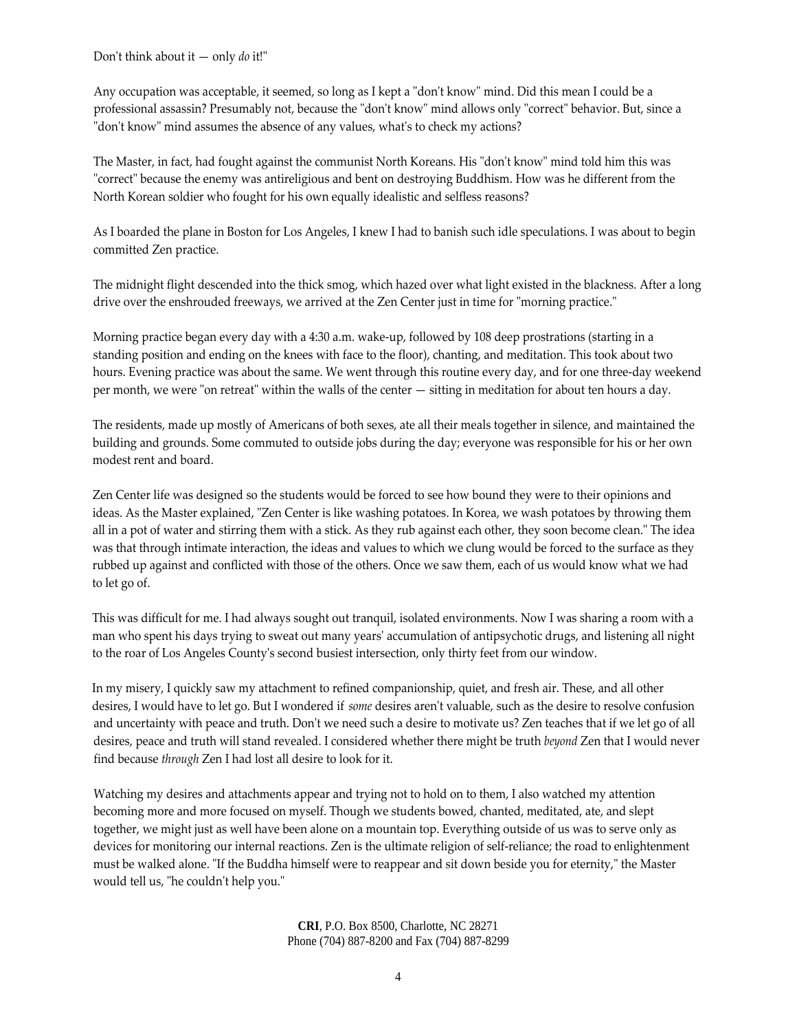Don't think about it — only *do* it!"

Any occupation was acceptable, it seemed, so long as I kept a "don't know" mind. Did this mean I could be a professional assassin? Presumably not, because the "don't know" mind allows only "correct" behavior. But, since a "don't know" mind assumes the absence of any values, what's to check my actions?

The Master, in fact, had fought against the communist North Koreans. His "don't know" mind told him this was "correct" because the enemy was antireligious and bent on destroying Buddhism. How was he different from the North Korean soldier who fought for his own equally idealistic and selfless reasons?

As I boarded the plane in Boston for Los Angeles, I knew I had to banish such idle speculations. I was about to begin committed Zen practice.

The midnight flight descended into the thick smog, which hazed over what light existed in the blackness. After a long drive over the enshrouded freeways, we arrived at the Zen Center just in time for "morning practice."

Morning practice began every day with a 4:30 a.m. wake-up, followed by 108 deep prostrations (starting in a standing position and ending on the knees with face to the floor), chanting, and meditation. This took about two hours. Evening practice was about the same. We went through this routine every day, and for one three-day weekend per month, we were "on retreat" within the walls of the center — sitting in meditation for about ten hours a day.

The residents, made up mostly of Americans of both sexes, ate all their meals together in silence, and maintained the building and grounds. Some commuted to outside jobs during the day; everyone was responsible for his or her own modest rent and board.

Zen Center life was designed so the students would be forced to see how bound they were to their opinions and ideas. As the Master explained, "Zen Center is like washing potatoes. In Korea, we wash potatoes by throwing them all in a pot of water and stirring them with a stick. As they rub against each other, they soon become clean." The idea was that through intimate interaction, the ideas and values to which we clung would be forced to the surface as they rubbed up against and conflicted with those of the others. Once we saw them, each of us would know what we had to let go of.

This was difficult for me. I had always sought out tranquil, isolated environments. Now I was sharing a room with a man who spent his days trying to sweat out many years' accumulation of antipsychotic drugs, and listening all night to the roar of Los Angeles County's second busiest intersection, only thirty feet from our window.

In my misery, I quickly saw my attachment to refined companionship, quiet, and fresh air. These, and all other desires, I would have to let go. But I wondered if *some* desires aren't valuable, such as the desire to resolve confusion and uncertainty with peace and truth. Don't we need such a desire to motivate us? Zen teaches that if we let go of all desires, peace and truth will stand revealed. I considered whether there might be truth *beyond* Zen that I would never find because *through* Zen I had lost all desire to look for it.

Watching my desires and attachments appear and trying not to hold on to them, I also watched my attention becoming more and more focused on myself. Though we students bowed, chanted, meditated, ate, and slept together, we might just as well have been alone on a mountain top. Everything outside of us was to serve only as devices for monitoring our internal reactions. Zen is the ultimate religion of self-reliance; the road to enlightenment must be walked alone. "If the Buddha himself were to reappear and sit down beside you for eternity," the Master would tell us, "he couldn't help you."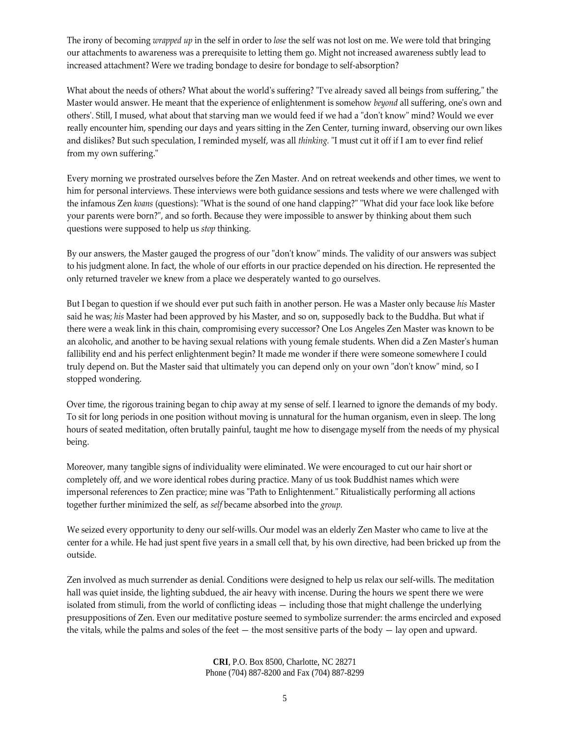The irony of becoming *wrapped up* in the self in order to *lose* the self was not lost on me. We were told that bringing our attachments to awareness was a prerequisite to letting them go. Might not increased awareness subtly lead to increased attachment? Were we trading bondage to desire for bondage to self-absorption?

What about the needs of others? What about the world's suffering? "I've already saved all beings from suffering," the Master would answer. He meant that the experience of enlightenment is somehow *beyond* all suffering, one's own and others'. Still, I mused, what about that starving man we would feed if we had a "don't know" mind? Would we ever really encounter him, spending our days and years sitting in the Zen Center, turning inward, observing our own likes and dislikes? But such speculation, I reminded myself, was all *thinking*. "I must cut it off if I am to ever find relief from my own suffering."

Every morning we prostrated ourselves before the Zen Master. And on retreat weekends and other times, we went to him for personal interviews. These interviews were both guidance sessions and tests where we were challenged with the infamous Zen *koans* (questions): "What is the sound of one hand clapping?" "What did your face look like before your parents were born?", and so forth. Because they were impossible to answer by thinking about them such questions were supposed to help us *stop* thinking.

By our answers, the Master gauged the progress of our "don't know" minds. The validity of our answers was subject to his judgment alone. In fact, the whole of our efforts in our practice depended on his direction. He represented the only returned traveler we knew from a place we desperately wanted to go ourselves.

But I began to question if we should ever put such faith in another person. He was a Master only because *his* Master said he was; *his* Master had been approved by his Master, and so on, supposedly back to the Buddha. But what if there were a weak link in this chain, compromising every successor? One Los Angeles Zen Master was known to be an alcoholic, and another to be having sexual relations with young female students. When did a Zen Master's human fallibility end and his perfect enlightenment begin? It made me wonder if there were someone somewhere I could truly depend on. But the Master said that ultimately you can depend only on your own "don't know" mind, so I stopped wondering.

Over time, the rigorous training began to chip away at my sense of self. I learned to ignore the demands of my body. To sit for long periods in one position without moving is unnatural for the human organism, even in sleep. The long hours of seated meditation, often brutally painful, taught me how to disengage myself from the needs of my physical being.

Moreover, many tangible signs of individuality were eliminated. We were encouraged to cut our hair short or completely off, and we wore identical robes during practice. Many of us took Buddhist names which were impersonal references to Zen practice; mine was "Path to Enlightenment." Ritualistically performing all actions together further minimized the self, as *self* became absorbed into the *group*.

We seized every opportunity to deny our self-wills. Our model was an elderly Zen Master who came to live at the center for a while. He had just spent five years in a small cell that, by his own directive, had been bricked up from the outside.

Zen involved as much surrender as denial. Conditions were designed to help us relax our self-wills. The meditation hall was quiet inside, the lighting subdued, the air heavy with incense. During the hours we spent there we were isolated from stimuli, from the world of conflicting ideas — including those that might challenge the underlying presuppositions of Zen. Even our meditative posture seemed to symbolize surrender: the arms encircled and exposed the vitals, while the palms and soles of the feet — the most sensitive parts of the body — lay open and upward.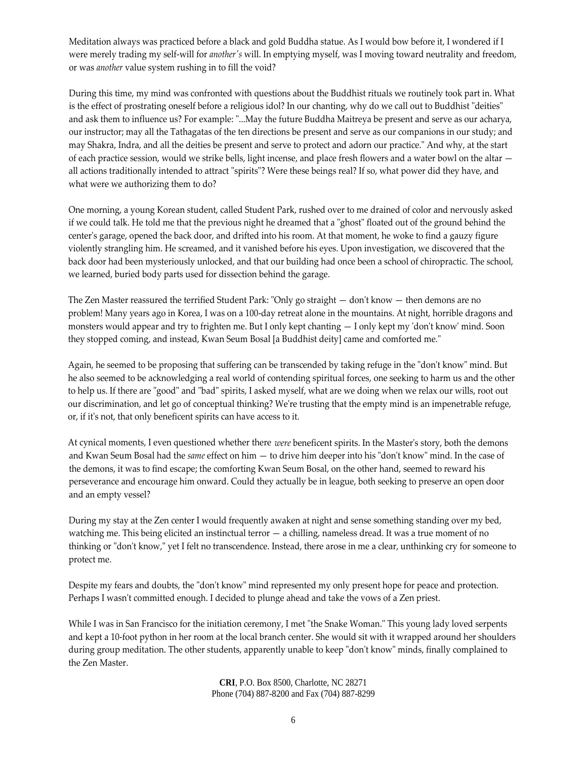Meditation always was practiced before a black and gold Buddha statue. As I would bow before it, I wondered if I were merely trading my self-will for *another's* will. In emptying myself, was I moving toward neutrality and freedom, or was *another* value system rushing in to fill the void?

During this time, my mind was confronted with questions about the Buddhist rituals we routinely took part in. What is the effect of prostrating oneself before a religious idol? In our chanting, why do we call out to Buddhist "deities" and ask them to influence us? For example: "...May the future Buddha Maitreya be present and serve as our acharya, our instructor; may all the Tathagatas of the ten directions be present and serve as our companions in our study; and may Shakra, Indra, and all the deities be present and serve to protect and adorn our practice." And why, at the start of each practice session, would we strike bells, light incense, and place fresh flowers and a water bowl on the altar — all actions traditionally intended to attract "spirits"? Were these beings real? If so, what power did they have, and what were we authorizing them to do?

One morning, a young Korean student, called Student Park, rushed over to me drained of color and nervously asked if we could talk. He told me that the previous night he dreamed that a "ghost" floated out of the ground behind the center's garage, opened the back door, and drifted into his room. At that moment, he woke to find a gauzy figure violently strangling him. He screamed, and it vanished before his eyes. Upon investigation, we discovered that the back door had been mysteriously unlocked, and that our building had once been a school of chiropractic. The school, we learned, buried body parts used for dissection behind the garage.

The Zen Master reassured the terrified Student Park: "Only go straight — don't know — then demons are no problem! Many years ago in Korea, I was on a 100-day retreat alone in the mountains. At night, horrible dragons and monsters would appear and try to frighten me. But I only kept chanting — I only kept my 'don't know' mind. Soon they stopped coming, and instead, Kwan Seum Bosal [a Buddhist deity] came and comforted me."

Again, he seemed to be proposing that suffering can be transcended by taking refuge in the "don't know" mind. But he also seemed to be acknowledging a real world of contending spiritual forces, one seeking to harm us and the other to help us. If there are "good" and "bad" spirits, I asked myself, what are we doing when we relax our wills, root out our discrimination, and let go of conceptual thinking? We're trusting that the empty mind is an impenetrable refuge, or, if it's not, that only beneficent spirits can have access to it.

At cynical moments, I even questioned whether there *were* beneficent spirits. In the Master's story, both the demons and Kwan Seum Bosal had the *same* effect on him — to drive him deeper into his "don't know" mind. In the case of the demons, it was to find escape; the comforting Kwan Seum Bosal, on the other hand, seemed to reward his perseverance and encourage him onward. Could they actually be in league, both seeking to preserve an open door and an empty vessel?

During my stay at the Zen center I would frequently awaken at night and sense something standing over my bed, watching me. This being elicited an instinctual terror — a chilling, nameless dread. It was a true moment of no thinking or "don't know," yet I felt no transcendence. Instead, there arose in me a clear, unthinking cry for someone to protect me.

Despite my fears and doubts, the "don't know" mind represented my only present hope for peace and protection. Perhaps I wasn't committed enough. I decided to plunge ahead and take the vows of a Zen priest.

While I was in San Francisco for the initiation ceremony, I met "the Snake Woman." This young lady loved serpents and kept a 10-foot python in her room at the local branch center. She would sit with it wrapped around her shoulders during group meditation. The other students, apparently unable to keep "don't know" minds, finally complained to the Zen Master.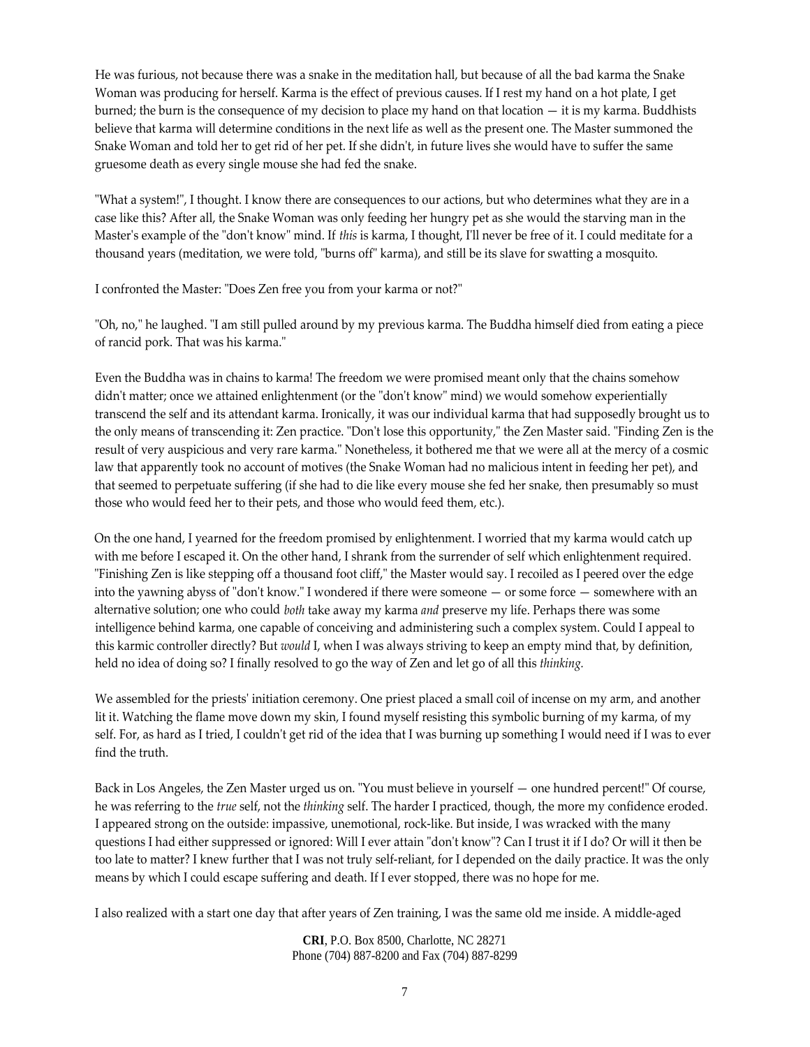He was furious, not because there was a snake in the meditation hall, but because of all the bad karma the Snake Woman was producing for herself. Karma is the effect of previous causes. If I rest my hand on a hot plate, I get burned; the burn is the consequence of my decision to place my hand on that location — it is my karma. Buddhists believe that karma will determine conditions in the next life as well as the present one. The Master summoned the Snake Woman and told her to get rid of her pet. If she didn't, in future lives she would have to suffer the same gruesome death as every single mouse she had fed the snake.

"What a system!", I thought. I know there are consequences to our actions, but who determines what they are in a case like this? After all, the Snake Woman was only feeding her hungry pet as she would the starving man in the Master's example of the "don't know" mind. If *this* is karma, I thought, I'll never be free of it. I could meditate for a thousand years (meditation, we were told, "burns off" karma), and still be its slave for swatting a mosquito.

I confronted the Master: "Does Zen free you from your karma or not?"

"Oh, no," he laughed. "I am still pulled around by my previous karma. The Buddha himself died from eating a piece of rancid pork. That was his karma."

Even the Buddha was in chains to karma! The freedom we were promised meant only that the chains somehow didn't matter; once we attained enlightenment (or the "don't know" mind) we would somehow experientially transcend the self and its attendant karma. Ironically, it was our individual karma that had supposedly brought us to the only means of transcending it: Zen practice. "Don't lose this opportunity," the Zen Master said. "Finding Zen is the result of very auspicious and very rare karma." Nonetheless, it bothered me that we were all at the mercy of a cosmic law that apparently took no account of motives (the Snake Woman had no malicious intent in feeding her pet), and that seemed to perpetuate suffering (if she had to die like every mouse she fed her snake, then presumably so must those who would feed her to their pets, and those who would feed them, etc.).

On the one hand, I yearned for the freedom promised by enlightenment. I worried that my karma would catch up with me before I escaped it. On the other hand, I shrank from the surrender of self which enlightenment required. "Finishing Zen is like stepping off a thousand foot cliff," the Master would say. I recoiled as I peered over the edge into the yawning abyss of "don't know." I wondered if there were someone — or some force — somewhere with an alternative solution; one who could *both* take away my karma *and* preserve my life. Perhaps there was some intelligence behind karma, one capable of conceiving and administering such a complex system. Could I appeal to this karmic controller directly? But *would* I, when I was always striving to keep an empty mind that, by definition, held no idea of doing so? I finally resolved to go the way of Zen and let go of all this *thinking.*

We assembled for the priests' initiation ceremony. One priest placed a small coil of incense on my arm, and another lit it. Watching the flame move down my skin, I found myself resisting this symbolic burning of my karma, of my self. For, as hard as I tried, I couldn't get rid of the idea that I was burning up something I would need if I was to ever find the truth.

Back in Los Angeles, the Zen Master urged us on. "You must believe in yourself — one hundred percent!" Of course, he was referring to the *true* self, not the *thinking* self. The harder I practiced, though, the more my confidence eroded. I appeared strong on the outside: impassive, unemotional, rock-like. But inside, I was wracked with the many questions I had either suppressed or ignored: Will I ever attain "don't know"? Can I trust it if I do? Or will it then be too late to matter? I knew further that I was not truly self-reliant, for I depended on the daily practice. It was the only means by which I could escape suffering and death. If I ever stopped, there was no hope for me.

I also realized with a start one day that after years of Zen training, I was the same old me inside. A middle-aged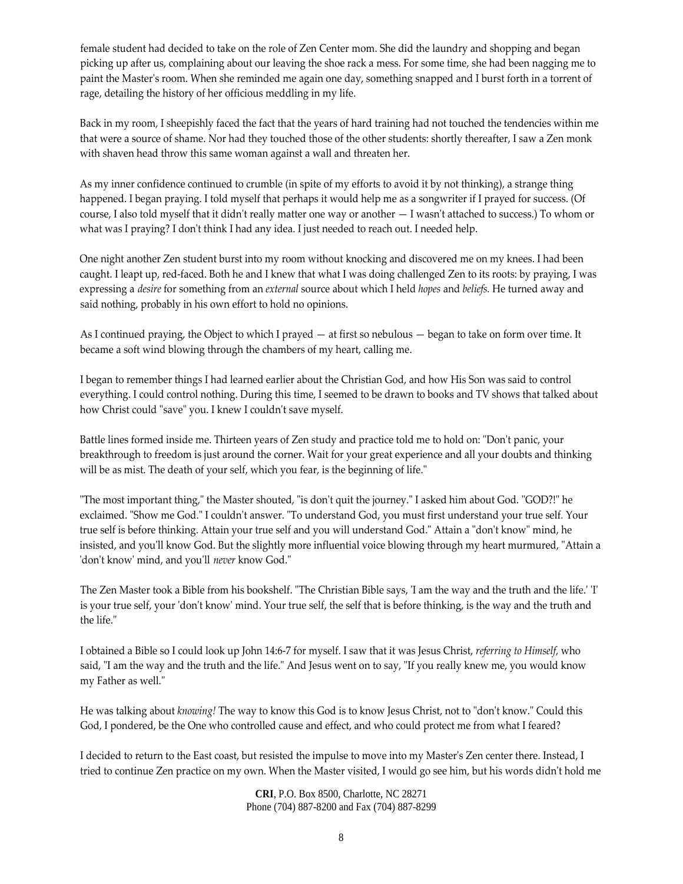female student had decided to take on the role of Zen Center mom. She did the laundry and shopping and began picking up after us, complaining about our leaving the shoe rack a mess. For some time, she had been nagging me to paint the Master's room. When she reminded me again one day, something snapped and I burst forth in a torrent of rage, detailing the history of her officious meddling in my life.

Back in my room, I sheepishly faced the fact that the years of hard training had not touched the tendencies within me that were a source of shame. Nor had they touched those of the other students: shortly thereafter, I saw a Zen monk with shaven head throw this same woman against a wall and threaten her.

As my inner confidence continued to crumble (in spite of my efforts to avoid it by not thinking), a strange thing happened. I began praying. I told myself that perhaps it would help me as a songwriter if I prayed for success. (Of course, I also told myself that it didn't really matter one way or another — I wasn't attached to success.) To whom or what was I praying? I don't think I had any idea. I just needed to reach out. I needed help.

One night another Zen student burst into my room without knocking and discovered me on my knees. I had been caught. I leapt up, red-faced. Both he and I knew that what I was doing challenged Zen to its roots: by praying, I was expressing a *desire* for something from an *external* source about which I held *hopes* and *beliefs.* He turned away and said nothing, probably in his own effort to hold no opinions.

As I continued praying, the Object to which I prayed — at first so nebulous — began to take on form over time. It became a soft wind blowing through the chambers of my heart, calling me.

I began to remember things I had learned earlier about the Christian God, and how His Son was said to control everything. I could control nothing. During this time, I seemed to be drawn to books and TV shows that talked about how Christ could "save" you. I knew I couldn't save myself.

Battle lines formed inside me. Thirteen years of Zen study and practice told me to hold on: "Don't panic, your breakthrough to freedom is just around the corner. Wait for your great experience and all your doubts and thinking will be as mist. The death of your self, which you fear, is the beginning of life."

"The most important thing," the Master shouted, "is don't quit the journey." I asked him about God. "GOD?!" he exclaimed. "Show me God." I couldn't answer. "To understand God, you must first understand your true self. Your true self is before thinking. Attain your true self and you will understand God." Attain a "don't know" mind, he insisted, and you'll know God. But the slightly more influential voice blowing through my heart murmured, "Attain a 'don't know' mind, and you'll *never* know God."

The Zen Master took a Bible from his bookshelf. "The Christian Bible says, 'I am the way and the truth and the life.' 'I' is your true self, your 'don't know' mind. Your true self, the self that is before thinking, is the way and the truth and the life."

I obtained a Bible so I could look up John 14:6-7 for myself. I saw that it was Jesus Christ, *referring to Himself,* who said, "I am the way and the truth and the life." And Jesus went on to say, "If you really knew me, you would know my Father as well."

He was talking about *knowing!* The way to know this God is to know Jesus Christ, not to "don't know." Could this God, I pondered, be the One who controlled cause and effect, and who could protect me from what I feared?

I decided to return to the East coast, but resisted the impulse to move into my Master's Zen center there. Instead, I tried to continue Zen practice on my own. When the Master visited, I would go see him, but his words didn't hold me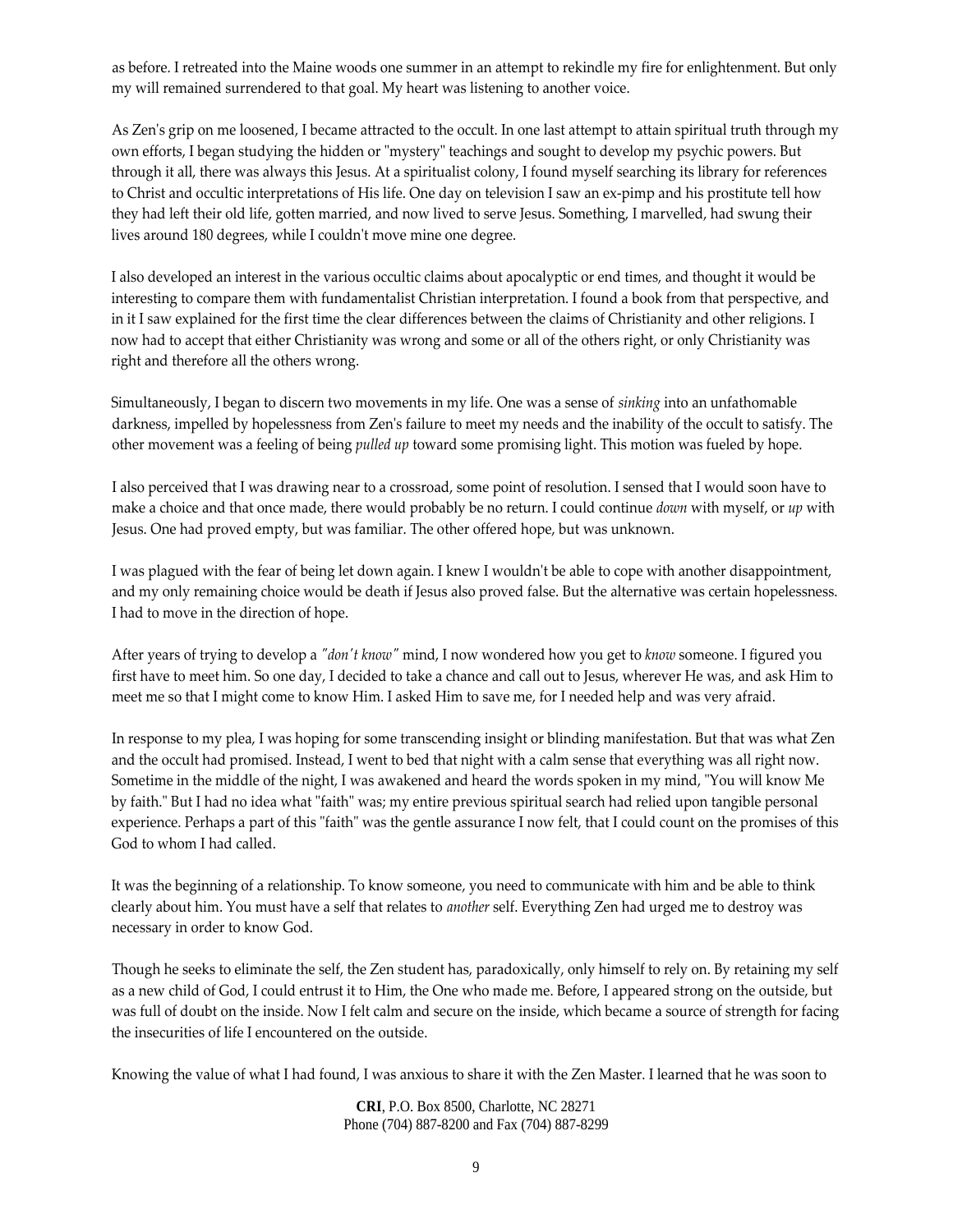as before. I retreated into the Maine woods one summer in an attempt to rekindle my fire for enlightenment. But only my will remained surrendered to that goal. My heart was listening to another voice.

As Zen's grip on me loosened, I became attracted to the occult. In one last attempt to attain spiritual truth through my own efforts, I began studying the hidden or "mystery" teachings and sought to develop my psychic powers. But through it all, there was always this Jesus. At a spiritualist colony, I found myself searching its library for references to Christ and occultic interpretations of His life. One day on television I saw an ex-pimp and his prostitute tell how they had left their old life, gotten married, and now lived to serve Jesus. Something, I marvelled, had swung their lives around 180 degrees, while I couldn't move mine one degree.

I also developed an interest in the various occultic claims about apocalyptic or end times, and thought it would be interesting to compare them with fundamentalist Christian interpretation. I found a book from that perspective, and in it I saw explained for the first time the clear differences between the claims of Christianity and other religions. I now had to accept that either Christianity was wrong and some or all of the others right, or only Christianity was right and therefore all the others wrong.

Simultaneously, I began to discern two movements in my life. One was a sense of *sinking* into an unfathomable darkness, impelled by hopelessness from Zen's failure to meet my needs and the inability of the occult to satisfy. The other movement was a feeling of being *pulled up* toward some promising light. This motion was fueled by hope.

I also perceived that I was drawing near to a crossroad, some point of resolution. I sensed that I would soon have to make a choice and that once made, there would probably be no return. I could continue *down* with myself, or *up* with Jesus. One had proved empty, but was familiar. The other offered hope, but was unknown.

I was plagued with the fear of being let down again. I knew I wouldn't be able to cope with another disappointment, and my only remaining choice would be death if Jesus also proved false. But the alternative was certain hopelessness. I had to move in the direction of hope.

After years of trying to develop a *"don't know"* mind, I now wondered how you get to *know* someone. I figured you first have to meet him. So one day, I decided to take a chance and call out to Jesus, wherever He was, and ask Him to meet me so that I might come to know Him. I asked Him to save me, for I needed help and was very afraid.

In response to my plea, I was hoping for some transcending insight or blinding manifestation. But that was what Zen and the occult had promised. Instead, I went to bed that night with a calm sense that everything was all right now. Sometime in the middle of the night, I was awakened and heard the words spoken in my mind, "You will know Me by faith." But I had no idea what "faith" was; my entire previous spiritual search had relied upon tangible personal experience. Perhaps a part of this "faith" was the gentle assurance I now felt, that I could count on the promises of this God to whom I had called.

It was the beginning of a relationship. To know someone, you need to communicate with him and be able to think clearly about him. You must have a self that relates to *another* self. Everything Zen had urged me to destroy was necessary in order to know God.

Though he seeks to eliminate the self, the Zen student has, paradoxically, only himself to rely on. By retaining my self as a new child of God, I could entrust it to Him, the One who made me. Before, I appeared strong on the outside, but was full of doubt on the inside. Now I felt calm and secure on the inside, which became a source of strength for facing the insecurities of life I encountered on the outside.

Knowing the value of what I had found, I was anxious to share it with the Zen Master. I learned that he was soon to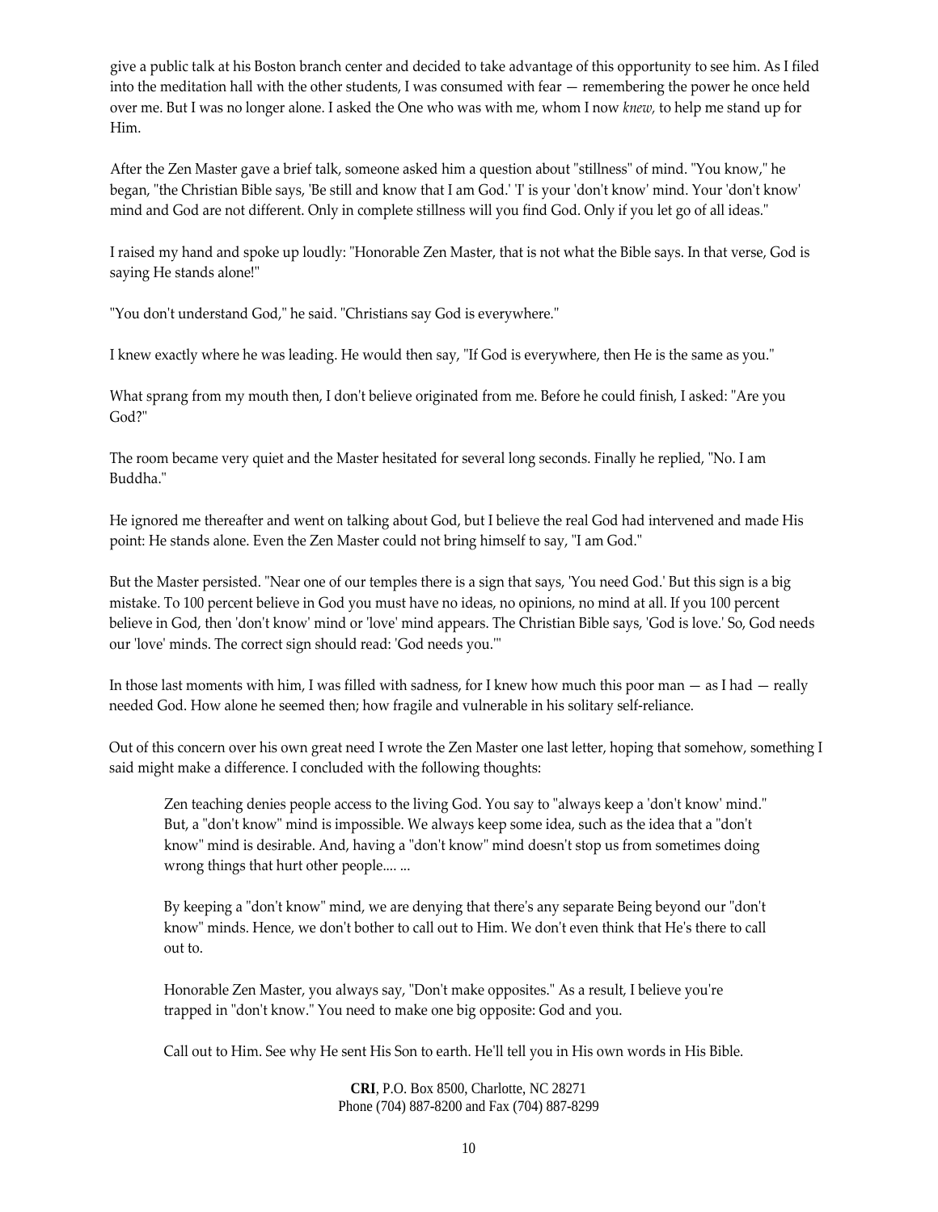give a public talk at his Boston branch center and decided to take advantage of this opportunity to see him. As I filed into the meditation hall with the other students, I was consumed with fear — remembering the power he once held over me. But I was no longer alone. I asked the One who was with me, whom I now *knew,* to help me stand up for Him.

After the Zen Master gave a brief talk, someone asked him a question about "stillness" of mind. "You know," he began, "the Christian Bible says, 'Be still and know that I am God.' 'I' is your 'don't know' mind. Your 'don't know' mind and God are not different. Only in complete stillness will you find God. Only if you let go of all ideas."

I raised my hand and spoke up loudly: "Honorable Zen Master, that is not what the Bible says. In that verse, God is saying He stands alone!"

"You don't understand God," he said. "Christians say God is everywhere."

I knew exactly where he was leading. He would then say, "If God is everywhere, then He is the same as you."

What sprang from my mouth then, I don't believe originated from me. Before he could finish, I asked: "Are you God?"

The room became very quiet and the Master hesitated for several long seconds. Finally he replied, "No. I am Buddha."

He ignored me thereafter and went on talking about God, but I believe the real God had intervened and made His point: He stands alone. Even the Zen Master could not bring himself to say, "I am God."

But the Master persisted. "Near one of our temples there is a sign that says, 'You need God.' But this sign is a big mistake. To 100 percent believe in God you must have no ideas, no opinions, no mind at all. If you 100 percent believe in God, then 'don't know' mind or 'love' mind appears. The Christian Bible says, 'God is love.' So, God needs our 'love' minds. The correct sign should read: 'God needs you.'"

In those last moments with him, I was filled with sadness, for I knew how much this poor man — as I had — really needed God. How alone he seemed then; how fragile and vulnerable in his solitary self-reliance.

Out of this concern over his own great need I wrote the Zen Master one last letter, hoping that somehow, something I said might make a difference. I concluded with the following thoughts:

> Zen teaching denies people access to the living God. You say to "always keep a 'don't know' mind." But, a "don't know" mind is impossible. We always keep some idea, such as the idea that a "don't know" mind is desirable. And, having a "don't know" mind doesn't stop us from sometimes doing wrong things that hurt other people.... ...
>
> By keeping a "don't know" mind, we are denying that there's any separate Being beyond our "don't know" minds. Hence, we don't bother to call out to Him. We don't even think that He's there to call out to.
>
> Honorable Zen Master, you always say, "Don't make opposites." As a result, I believe you're trapped in "don't know." You need to make one big opposite: God and you.
>
> Call out to Him. See why He sent His Son to earth. He'll tell you in His own words in His Bible.

**CRI**, P.O. Box 8500, Charlotte, NC 28271
Phone (704) 887-8200 and Fax (704) 887-8299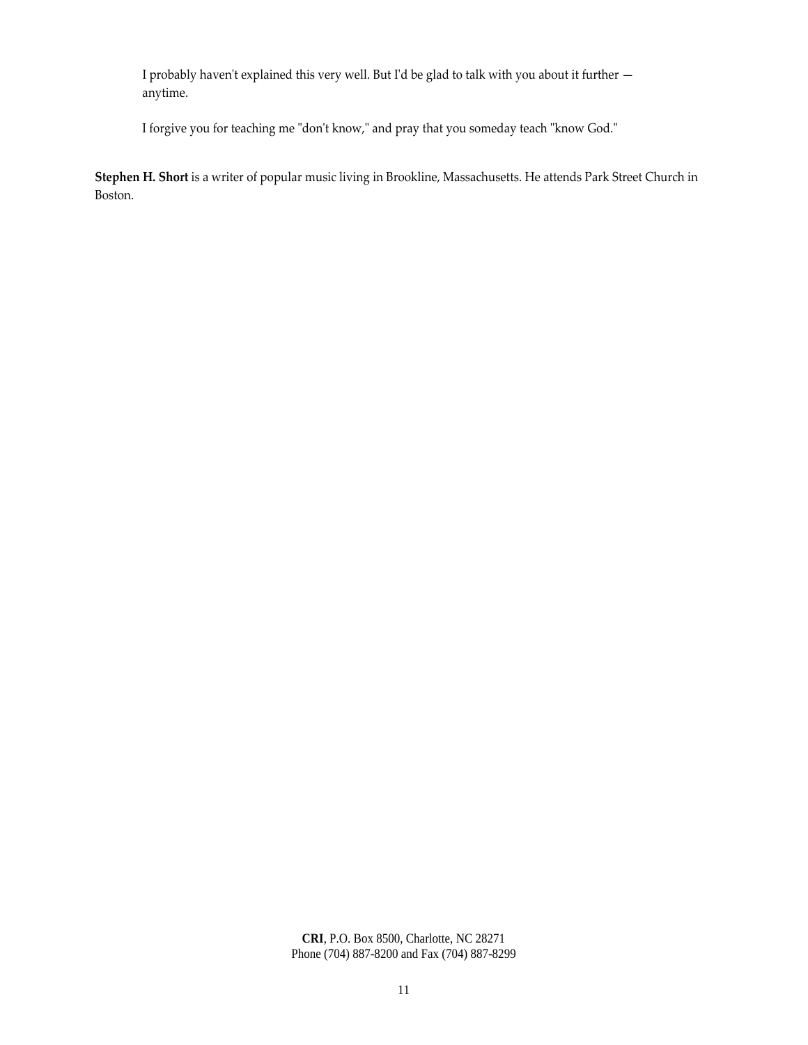I probably haven't explained this very well. But I'd be glad to talk with you about it further — anytime.

I forgive you for teaching me "don't know," and pray that you someday teach "know God."

**Stephen H. Short** is a writer of popular music living in Brookline, Massachusetts. He attends Park Street Church in Boston.